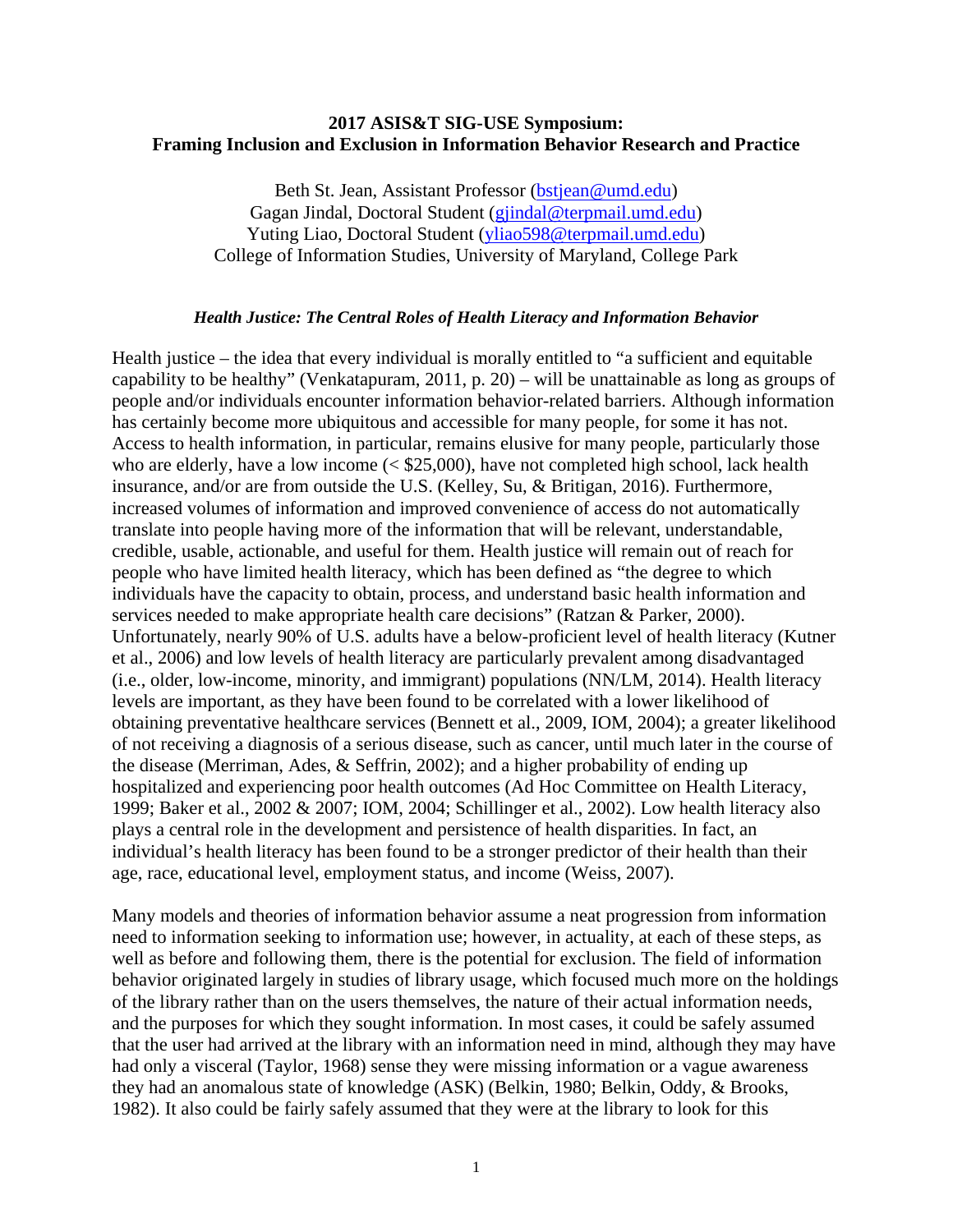**2017 ASIS&T SIG-USE Symposium:**
**Framing Inclusion and Exclusion in Information Behavior Research and Practice**

Beth St. Jean, Assistant Professor (bstjean@umd.edu)
Gagan Jindal, Doctoral Student (gjindal@terpmail.umd.edu)
Yuting Liao, Doctoral Student (yliao598@terpmail.umd.edu)
College of Information Studies, University of Maryland, College Park

### *Health Justice: The Central Roles of Health Literacy and Information Behavior*

Health justice – the idea that every individual is morally entitled to "a sufficient and equitable capability to be healthy" (Venkatapuram, 2011, p. 20) – will be unattainable as long as groups of people and/or individuals encounter information behavior-related barriers. Although information has certainly become more ubiquitous and accessible for many people, for some it has not. Access to health information, in particular, remains elusive for many people, particularly those who are elderly, have a low income (< $25,000), have not completed high school, lack health insurance, and/or are from outside the U.S. (Kelley, Su, & Britigan, 2016). Furthermore, increased volumes of information and improved convenience of access do not automatically translate into people having more of the information that will be relevant, understandable, credible, usable, actionable, and useful for them. Health justice will remain out of reach for people who have limited health literacy, which has been defined as "the degree to which individuals have the capacity to obtain, process, and understand basic health information and services needed to make appropriate health care decisions" (Ratzan & Parker, 2000). Unfortunately, nearly 90% of U.S. adults have a below-proficient level of health literacy (Kutner et al., 2006) and low levels of health literacy are particularly prevalent among disadvantaged (i.e., older, low-income, minority, and immigrant) populations (NN/LM, 2014). Health literacy levels are important, as they have been found to be correlated with a lower likelihood of obtaining preventative healthcare services (Bennett et al., 2009, IOM, 2004); a greater likelihood of not receiving a diagnosis of a serious disease, such as cancer, until much later in the course of the disease (Merriman, Ades, & Seffrin, 2002); and a higher probability of ending up hospitalized and experiencing poor health outcomes (Ad Hoc Committee on Health Literacy, 1999; Baker et al., 2002 & 2007; IOM, 2004; Schillinger et al., 2002). Low health literacy also plays a central role in the development and persistence of health disparities. In fact, an individual's health literacy has been found to be a stronger predictor of their health than their age, race, educational level, employment status, and income (Weiss, 2007).

Many models and theories of information behavior assume a neat progression from information need to information seeking to information use; however, in actuality, at each of these steps, as well as before and following them, there is the potential for exclusion. The field of information behavior originated largely in studies of library usage, which focused much more on the holdings of the library rather than on the users themselves, the nature of their actual information needs, and the purposes for which they sought information. In most cases, it could be safely assumed that the user had arrived at the library with an information need in mind, although they may have had only a visceral (Taylor, 1968) sense they were missing information or a vague awareness they had an anomalous state of knowledge (ASK) (Belkin, 1980; Belkin, Oddy, & Brooks, 1982). It also could be fairly safely assumed that they were at the library to look for this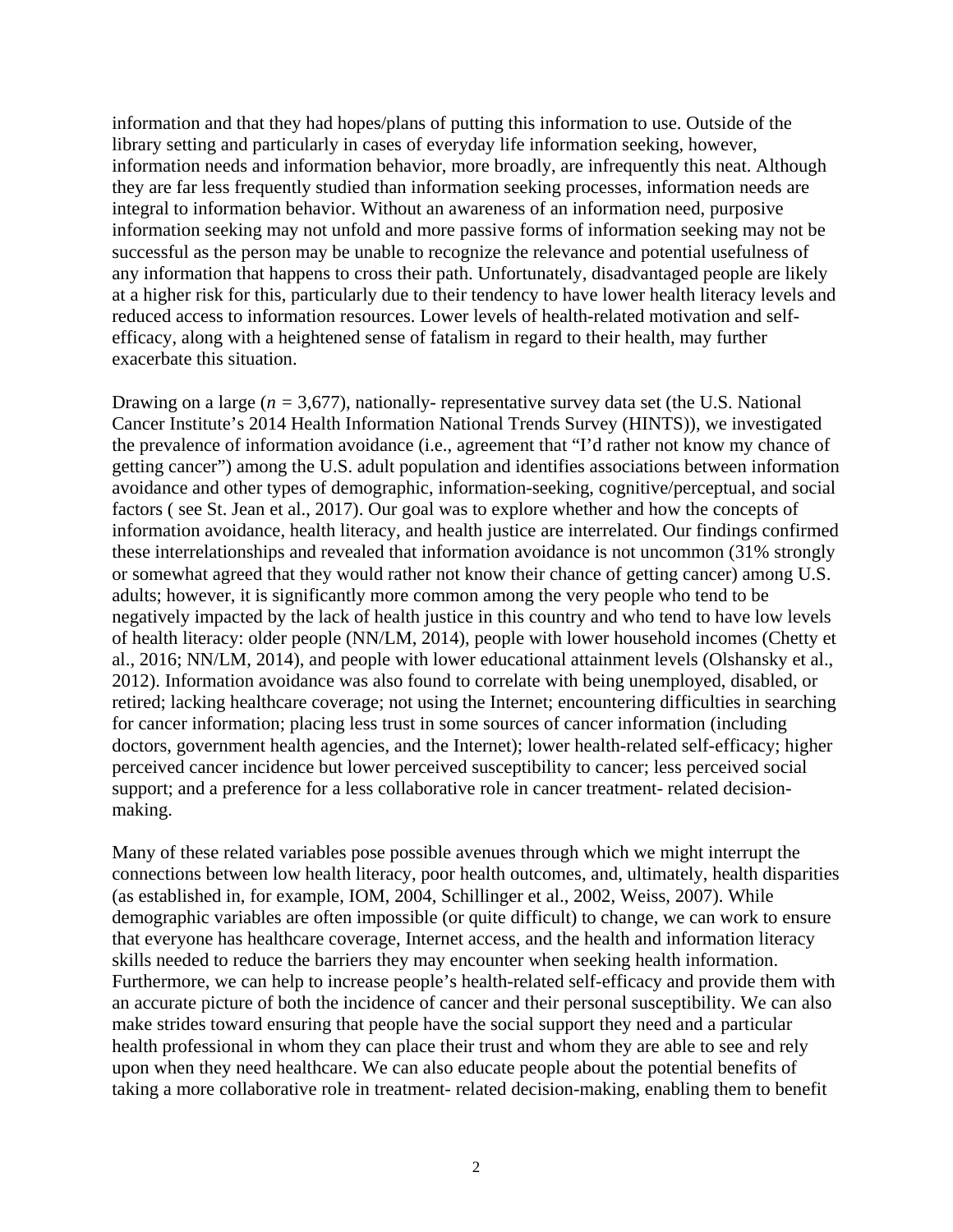information and that they had hopes/plans of putting this information to use. Outside of the library setting and particularly in cases of everyday life information seeking, however, information needs and information behavior, more broadly, are infrequently this neat. Although they are far less frequently studied than information seeking processes, information needs are integral to information behavior. Without an awareness of an information need, purposive information seeking may not unfold and more passive forms of information seeking may not be successful as the person may be unable to recognize the relevance and potential usefulness of any information that happens to cross their path. Unfortunately, disadvantaged people are likely at a higher risk for this, particularly due to their tendency to have lower health literacy levels and reduced access to information resources. Lower levels of health-related motivation and self-efficacy, along with a heightened sense of fatalism in regard to their health, may further exacerbate this situation.

Drawing on a large ($n$ = 3,677), nationally- representative survey data set (the U.S. National Cancer Institute's 2014 Health Information National Trends Survey (HINTS)), we investigated the prevalence of information avoidance (i.e., agreement that "I'd rather not know my chance of getting cancer") among the U.S. adult population and identifies associations between information avoidance and other types of demographic, information-seeking, cognitive/perceptual, and social factors ( see St. Jean et al., 2017). Our goal was to explore whether and how the concepts of information avoidance, health literacy, and health justice are interrelated. Our findings confirmed these interrelationships and revealed that information avoidance is not uncommon (31% strongly or somewhat agreed that they would rather not know their chance of getting cancer) among U.S. adults; however, it is significantly more common among the very people who tend to be negatively impacted by the lack of health justice in this country and who tend to have low levels of health literacy: older people (NN/LM, 2014), people with lower household incomes (Chetty et al., 2016; NN/LM, 2014), and people with lower educational attainment levels (Olshansky et al., 2012). Information avoidance was also found to correlate with being unemployed, disabled, or retired; lacking healthcare coverage; not using the Internet; encountering difficulties in searching for cancer information; placing less trust in some sources of cancer information (including doctors, government health agencies, and the Internet); lower health-related self-efficacy; higher perceived cancer incidence but lower perceived susceptibility to cancer; less perceived social support; and a preference for a less collaborative role in cancer treatment- related decision-making.

Many of these related variables pose possible avenues through which we might interrupt the connections between low health literacy, poor health outcomes, and, ultimately, health disparities (as established in, for example, IOM, 2004, Schillinger et al., 2002, Weiss, 2007). While demographic variables are often impossible (or quite difficult) to change, we can work to ensure that everyone has healthcare coverage, Internet access, and the health and information literacy skills needed to reduce the barriers they may encounter when seeking health information. Furthermore, we can help to increase people's health-related self-efficacy and provide them with an accurate picture of both the incidence of cancer and their personal susceptibility. We can also make strides toward ensuring that people have the social support they need and a particular health professional in whom they can place their trust and whom they are able to see and rely upon when they need healthcare. We can also educate people about the potential benefits of taking a more collaborative role in treatment- related decision-making, enabling them to benefit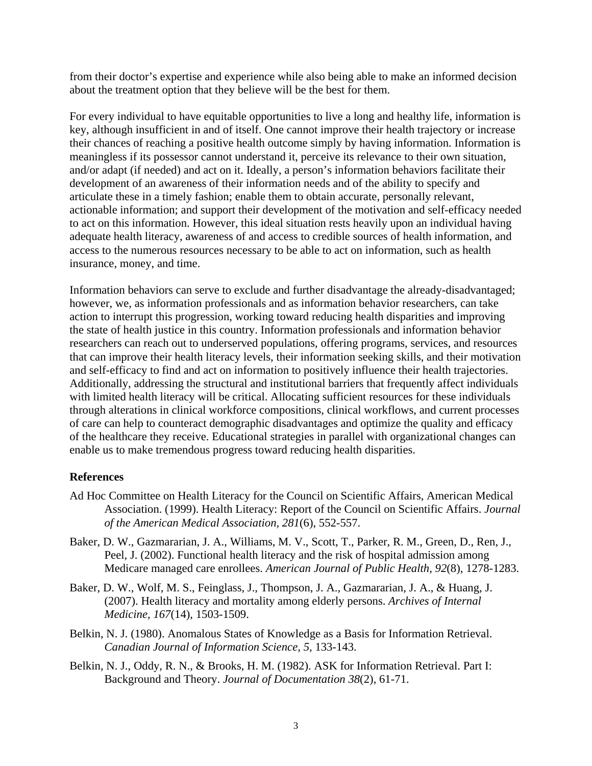from their doctor's expertise and experience while also being able to make an informed decision about the treatment option that they believe will be the best for them.

For every individual to have equitable opportunities to live a long and healthy life, information is key, although insufficient in and of itself. One cannot improve their health trajectory or increase their chances of reaching a positive health outcome simply by having information. Information is meaningless if its possessor cannot understand it, perceive its relevance to their own situation, and/or adapt (if needed) and act on it. Ideally, a person's information behaviors facilitate their development of an awareness of their information needs and of the ability to specify and articulate these in a timely fashion; enable them to obtain accurate, personally relevant, actionable information; and support their development of the motivation and self-efficacy needed to act on this information. However, this ideal situation rests heavily upon an individual having adequate health literacy, awareness of and access to credible sources of health information, and access to the numerous resources necessary to be able to act on information, such as health insurance, money, and time.

Information behaviors can serve to exclude and further disadvantage the already-disadvantaged; however, we, as information professionals and as information behavior researchers, can take action to interrupt this progression, working toward reducing health disparities and improving the state of health justice in this country. Information professionals and information behavior researchers can reach out to underserved populations, offering programs, services, and resources that can improve their health literacy levels, their information seeking skills, and their motivation and self-efficacy to find and act on information to positively influence their health trajectories. Additionally, addressing the structural and institutional barriers that frequently affect individuals with limited health literacy will be critical. Allocating sufficient resources for these individuals through alterations in clinical workforce compositions, clinical workflows, and current processes of care can help to counteract demographic disadvantages and optimize the quality and efficacy of the healthcare they receive. Educational strategies in parallel with organizational changes can enable us to make tremendous progress toward reducing health disparities.

**References**

Ad Hoc Committee on Health Literacy for the Council on Scientific Affairs, American Medical Association. (1999). Health Literacy: Report of the Council on Scientific Affairs. *Journal of the American Medical Association, 281*(6), 552-557.

Baker, D. W., Gazmararian, J. A., Williams, M. V., Scott, T., Parker, R. M., Green, D., Ren, J., Peel, J. (2002). Functional health literacy and the risk of hospital admission among Medicare managed care enrollees. *American Journal of Public Health, 92*(8), 1278-1283.

Baker, D. W., Wolf, M. S., Feinglass, J., Thompson, J. A., Gazmararian, J. A., & Huang, J. (2007). Health literacy and mortality among elderly persons. *Archives of Internal Medicine, 167*(14), 1503-1509.

Belkin, N. J. (1980). Anomalous States of Knowledge as a Basis for Information Retrieval. *Canadian Journal of Information Science, 5*, 133-143.

Belkin, N. J., Oddy, R. N., & Brooks, H. M. (1982). ASK for Information Retrieval. Part I: Background and Theory. *Journal of Documentation 38*(2), 61-71.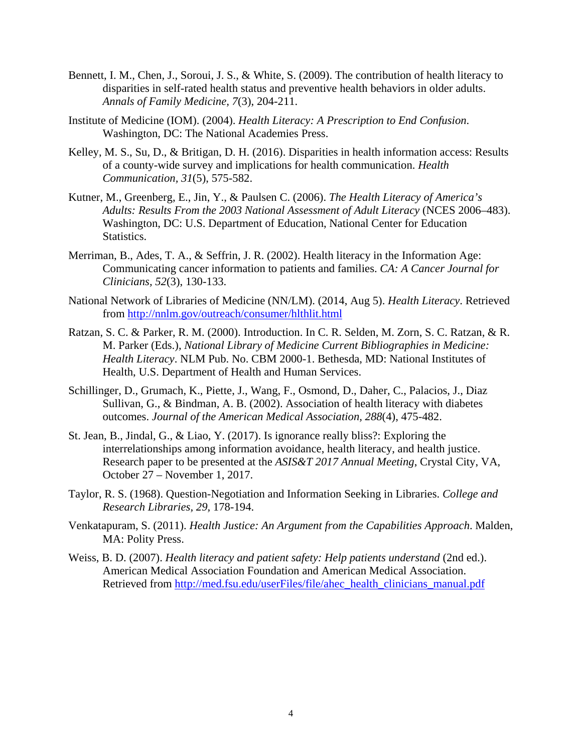Bennett, I. M., Chen, J., Soroui, J. S., & White, S. (2009). The contribution of health literacy to disparities in self-rated health status and preventive health behaviors in older adults. *Annals of Family Medicine, 7*(3), 204-211.

Institute of Medicine (IOM). (2004). *Health Literacy: A Prescription to End Confusion*. Washington, DC: The National Academies Press.

Kelley, M. S., Su, D., & Britigan, D. H. (2016). Disparities in health information access: Results of a county-wide survey and implications for health communication. *Health Communication*, *31*(5), 575-582.

Kutner, M., Greenberg, E., Jin, Y., & Paulsen C. (2006). *The Health Literacy of America's Adults: Results From the 2003 National Assessment of Adult Literacy* (NCES 2006–483). Washington, DC: U.S. Department of Education, National Center for Education Statistics.

Merriman, B., Ades, T. A., & Seffrin, J. R. (2002). Health literacy in the Information Age: Communicating cancer information to patients and families. *CA: A Cancer Journal for Clinicians, 52*(3), 130-133.

National Network of Libraries of Medicine (NN/LM). (2014, Aug 5). *Health Literacy*. Retrieved from http://nnlm.gov/outreach/consumer/hlthlit.html

Ratzan, S. C. & Parker, R. M. (2000). Introduction. In C. R. Selden, M. Zorn, S. C. Ratzan, & R. M. Parker (Eds.), *National Library of Medicine Current Bibliographies in Medicine: Health Literacy*. NLM Pub. No. CBM 2000-1. Bethesda, MD: National Institutes of Health, U.S. Department of Health and Human Services.

Schillinger, D., Grumach, K., Piette, J., Wang, F., Osmond, D., Daher, C., Palacios, J., Diaz Sullivan, G., & Bindman, A. B. (2002). Association of health literacy with diabetes outcomes. *Journal of the American Medical Association, 288*(4), 475-482.

St. Jean, B., Jindal, G., & Liao, Y. (2017). Is ignorance really bliss?: Exploring the interrelationships among information avoidance, health literacy, and health justice. Research paper to be presented at the *ASIS&T 2017 Annual Meeting*, Crystal City, VA, October 27 – November 1, 2017.

Taylor, R. S. (1968). Question-Negotiation and Information Seeking in Libraries. *College and Research Libraries, 29*, 178-194.

Venkatapuram, S. (2011). *Health Justice: An Argument from the Capabilities Approach*. Malden, MA: Polity Press.

Weiss, B. D. (2007). *Health literacy and patient safety: Help patients understand* (2nd ed.). American Medical Association Foundation and American Medical Association. Retrieved from http://med.fsu.edu/userFiles/file/ahec_health_clinicians_manual.pdf